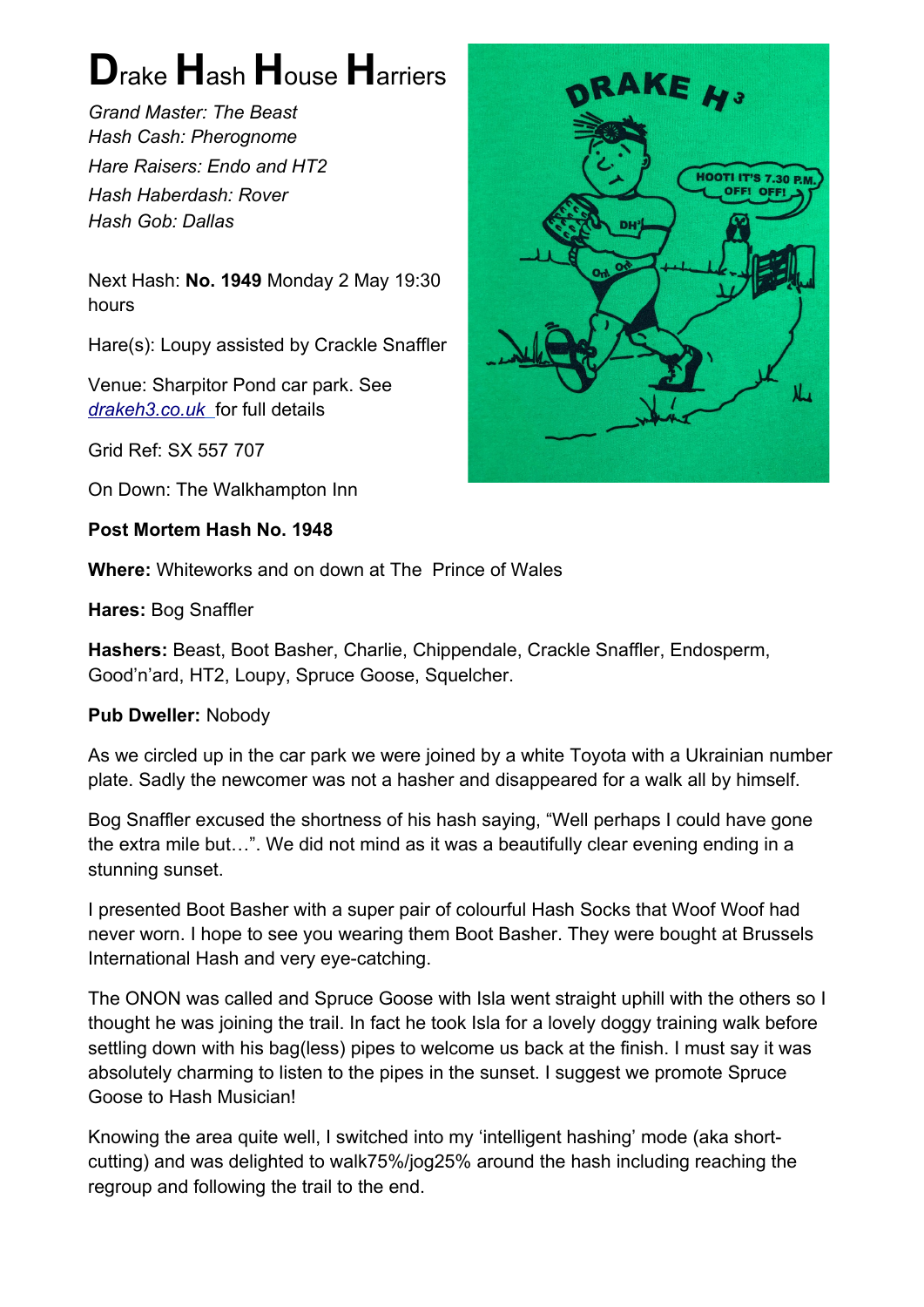# Drake Hash House Harriers

*Grand Master: The Beast*
*Hash Cash: Pherognome*
*Hare Raisers: Endo and HT2*
*Hash Haberdash: Rover*
*Hash Gob: Dallas*

Next Hash: **No. 1949** Monday 2 May 19:30 hours

Hare(s): Loupy assisted by Crackle Snaffler

Venue: Sharpitor Pond car park. See [drakeh3.co.uk](drakeh3.co.uk) for full details

Grid Ref: SX 557 707

On Down: The Walkhampton Inn

**Post Mortem Hash No. 1948**

**Where:** Whiteworks and on down at The Prince of Wales

**Hares:** Bog Snaffler

**Hashers:** Beast, Boot Basher, Charlie, Chippendale, Crackle Snaffler, Endosperm, Good'n'ard, HT2, Loupy, Spruce Goose, Squelcher.

**Pub Dweller:** Nobody

As we circled up in the car park we were joined by a white Toyota with a Ukrainian number plate. Sadly the newcomer was not a hasher and disappeared for a walk all by himself.

Bog Snaffler excused the shortness of his hash saying, "Well perhaps I could have gone the extra mile but…". We did not mind as it was a beautifully clear evening ending in a stunning sunset.

I presented Boot Basher with a super pair of colourful Hash Socks that Woof Woof had never worn. I hope to see you wearing them Boot Basher. They were bought at Brussels International Hash and very eye-catching.

The ONON was called and Spruce Goose with Isla went straight uphill with the others so I thought he was joining the trail. In fact he took Isla for a lovely doggy training walk before settling down with his bag(less) pipes to welcome us back at the finish. I must say it was absolutely charming to listen to the pipes in the sunset. I suggest we promote Spruce Goose to Hash Musician!

Knowing the area quite well, I switched into my 'intelligent hashing' mode (aka short-cutting) and was delighted to walk75%/jog25% around the hash including reaching the regroup and following the trail to the end.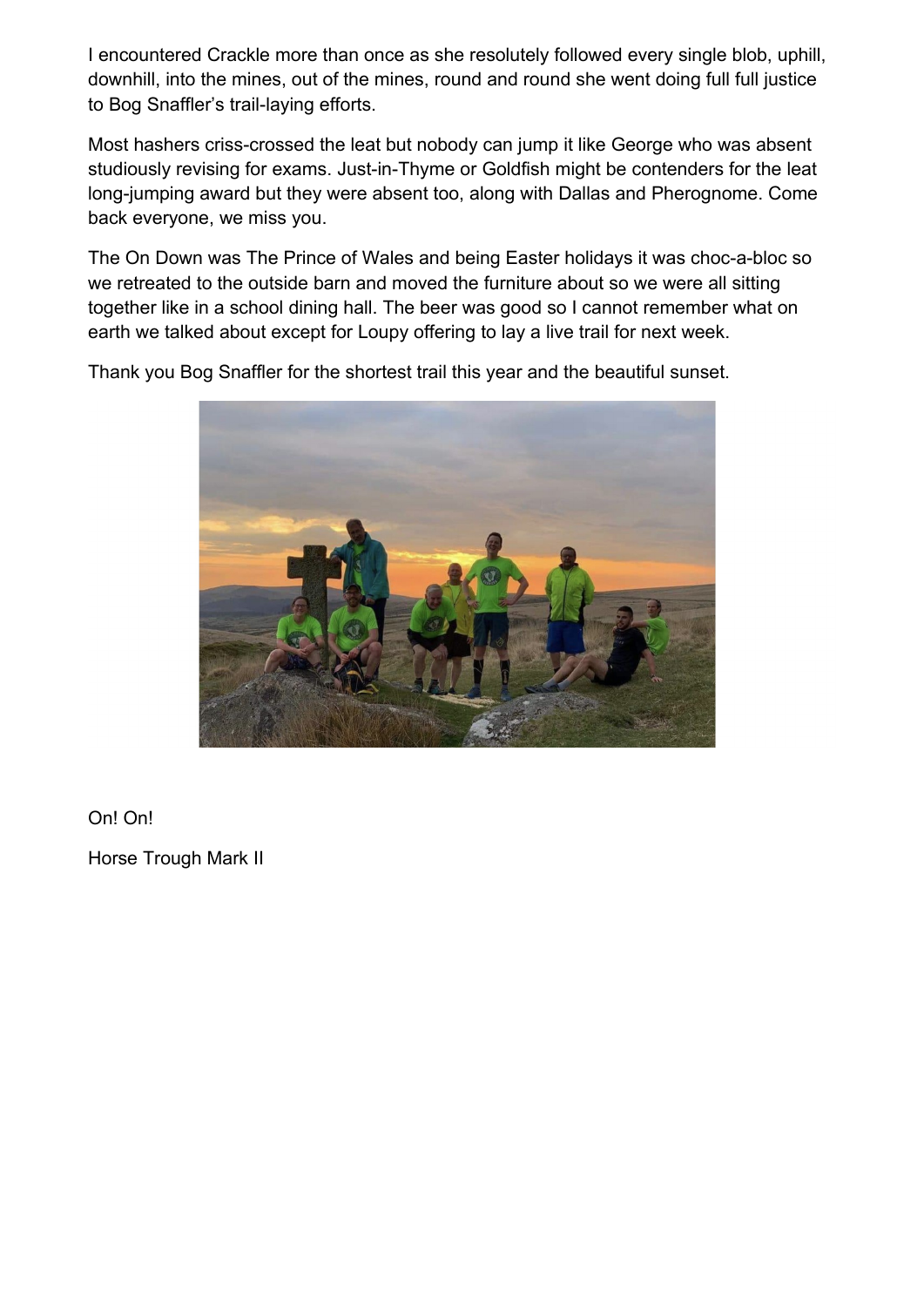I encountered Crackle more than once as she resolutely followed every single blob, uphill, downhill, into the mines, out of the mines, round and round she went doing full full justice to Bog Snaffler's trail-laying efforts.

Most hashers criss-crossed the leat but nobody can jump it like George who was absent studiously revising for exams. Just-in-Thyme or Goldfish might be contenders for the leat long-jumping award but they were absent too, along with Dallas and Pherognome. Come back everyone, we miss you.

The On Down was The Prince of Wales and being Easter holidays it was choc-a-bloc so we retreated to the outside barn and moved the furniture about so we were all sitting together like in a school dining hall. The beer was good so I cannot remember what on earth we talked about except for Loupy offering to lay a live trail for next week.

Thank you Bog Snaffler for the shortest trail this year and the beautiful sunset.

On! On!

Horse Trough Mark II